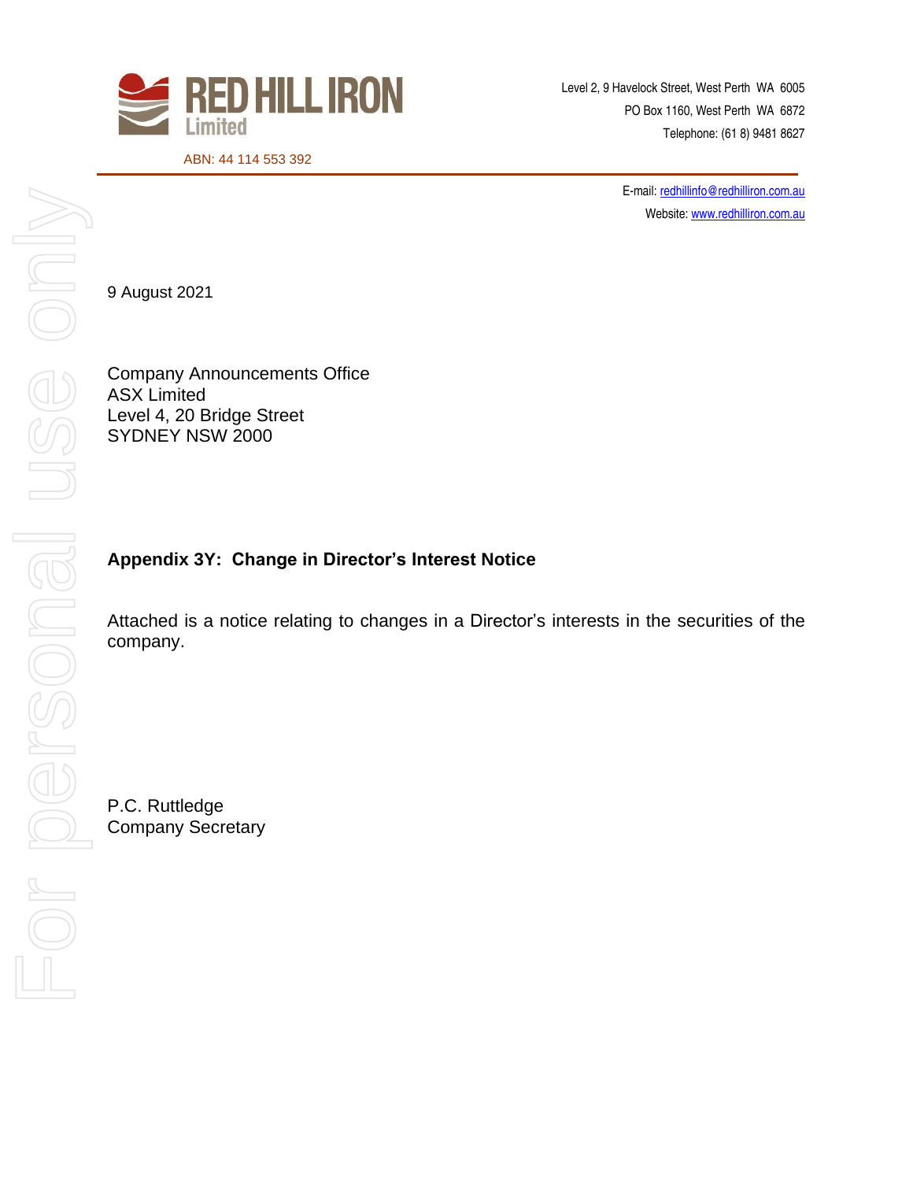**RED HILL IRON Limited**

ABN: 44 114 553 392

Level 2, 9 Havelock Street, West Perth WA 6005
PO Box 1160, West Perth WA 6872
Telephone: (61 8) 9481 8627

E-mail: redhillinfo@redhilliron.com.au
Website: www.redhilliron.com.au

9 August 2021

Company Announcements Office
ASX Limited
Level 4, 20 Bridge Street
SYDNEY NSW 2000

**Appendix 3Y: Change in Director's Interest Notice**

Attached is a notice relating to changes in a Director's interests in the securities of the company.

P.C. Ruttledge
Company Secretary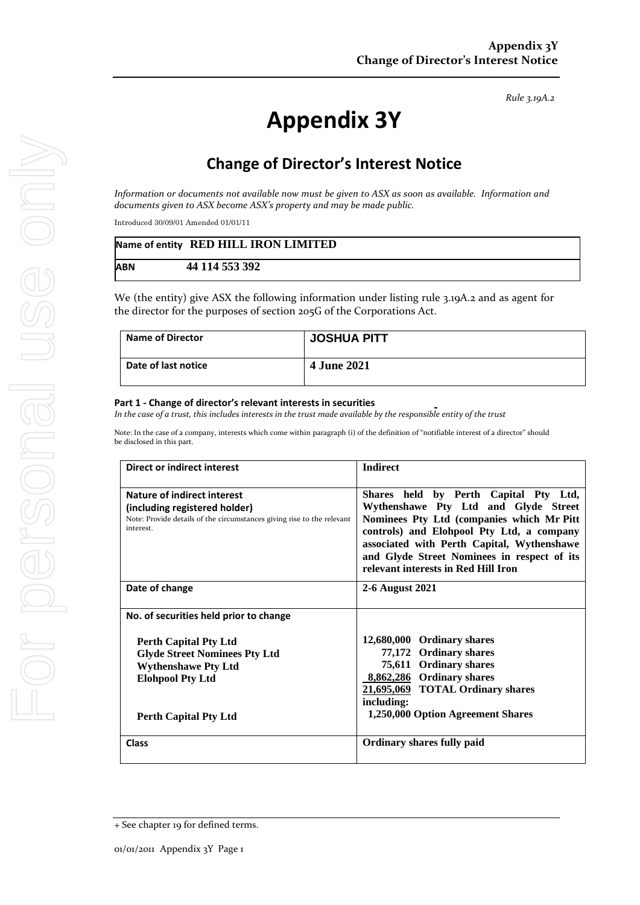# Appendix 3Y

## Change of Director's Interest Notice

*Rule 3.19A.2*

*Information or documents not available now must be given to ASX as soon as available. Information and documents given to ASX become ASX's property and may be made public.*

Introduced 30/09/01 Amended 01/01/11

| **Name of entity** | **RED HILL IRON LIMITED** |
|---|---|
| **ABN** | **44 114 553 392** |

We (the entity) give ASX the following information under listing rule 3.19A.2 and as agent for the director for the purposes of section 205G of the Corporations Act.

| **Name of Director** | **JOSHUA PITT** |
|---|---|
| **Date of last notice** | **4 June 2021** |

**Part 1 - Change of director's relevant interests in securities**

*In the case of a trust, this includes interests in the trust made available by the responsible entity of the trust*

Note: In the case of a company, interests which come within paragraph (i) of the definition of "notifiable interest of a director" should be disclosed in this part.

| **Direct or indirect interest** | **Indirect** |
|---|---|
| **Nature of indirect interest (including registered holder)**<br>Note: Provide details of the circumstances giving rise to the relevant interest. | **Shares held by Perth Capital Pty Ltd, Wythenshawe Pty Ltd and Glyde Street Nominees Pty Ltd (companies which Mr Pitt controls) and Elohpool Pty Ltd, a company associated with Perth Capital, Wythenshawe and Glyde Street Nominees in respect of its relevant interests in Red Hill Iron** |
| **Date of change** | **2-6 August 2021** |
| **No. of securities held prior to change**<br><br>**Perth Capital Pty Ltd**<br>**Glyde Street Nominees Pty Ltd**<br>**Wythenshawe Pty Ltd**<br>**Elohpool Pty Ltd**<br><br>**Perth Capital Pty Ltd** | <br><br>**12,680,000 Ordinary shares**<br>**77,172 Ordinary shares**<br>**75,611 Ordinary shares**<br>**8,862,286 Ordinary shares**<br>**21,695,069 TOTAL Ordinary shares**<br>**including:**<br>**1,250,000 Option Agreement Shares** |
| **Class** | **Ordinary shares fully paid** |

+ See chapter 19 for defined terms.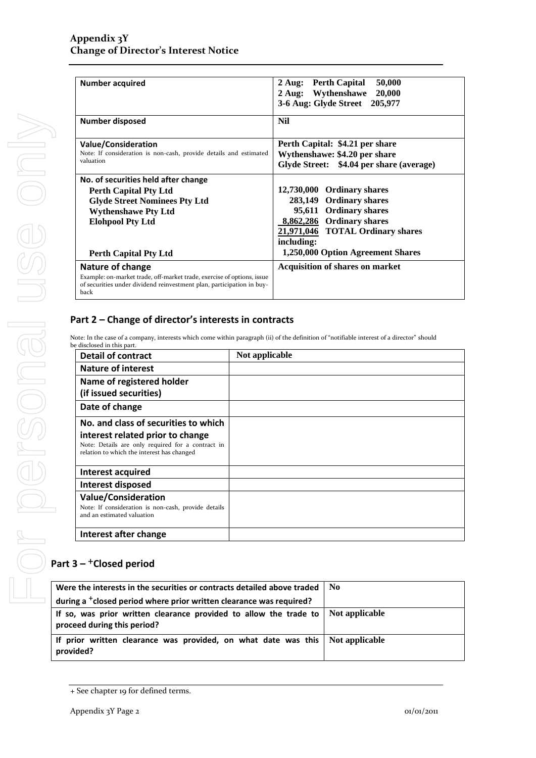| | |
|---|---|
| **Number acquired** | **2 Aug: Perth Capital 50,000**<br>**2 Aug: Wythenshawe 20,000**<br>**3-6 Aug: Glyde Street 205,977** |
| **Number disposed** | **Nil** |
| **Value/Consideration**<br>Note: If consideration is non-cash, provide details and estimated valuation | **Perth Capital: $4.21 per share**<br>**Wythenshawe: $4.20 per share**<br>**Glyde Street: $4.04 per share (average)** |
| **No. of securities held after change**<br>**Perth Capital Pty Ltd**<br>**Glyde Street Nominees Pty Ltd**<br>**Wythenshawe Pty Ltd**<br>**Elohpool Pty Ltd**<br><br>**Perth Capital Pty Ltd** | <br>**12,730,000 Ordinary shares**<br>**283,149 Ordinary shares**<br>**95,611 Ordinary shares**<br>**8,862,286 Ordinary shares**<br>**21,971,046 TOTAL Ordinary shares**<br>**including:**<br>**1,250,000 Option Agreement Shares** |
| **Nature of change**<br>Example: on-market trade, off-market trade, exercise of options, issue of securities under dividend reinvestment plan, participation in buy-back | **Acquisition of shares on market** |

## Part 2 – Change of director's interests in contracts

Note: In the case of a company, interests which come within paragraph (ii) of the definition of "notifiable interest of a director" should be disclosed in this part.

| | |
|---|---|
| **Detail of contract** | **Not applicable** |
| **Nature of interest** | |
| **Name of registered holder (if issued securities)** | |
| **Date of change** | |
| **No. and class of securities to which interest related prior to change**<br>Note: Details are only required for a contract in relation to which the interest has changed | |
| **Interest acquired** | |
| **Interest disposed** | |
| **Value/Consideration**<br>Note: If consideration is non-cash, provide details and an estimated valuation | |
| **Interest after change** | |

## Part 3 – +Closed period

| | |
|---|---|
| **Were the interests in the securities or contracts detailed above traded during a +closed period where prior written clearance was required?** | **No** |
| **If so, was prior written clearance provided to allow the trade to proceed during this period?** | **Not applicable** |
| **If prior written clearance was provided, on what date was this provided?** | **Not applicable** |

+ See chapter 19 for defined terms.